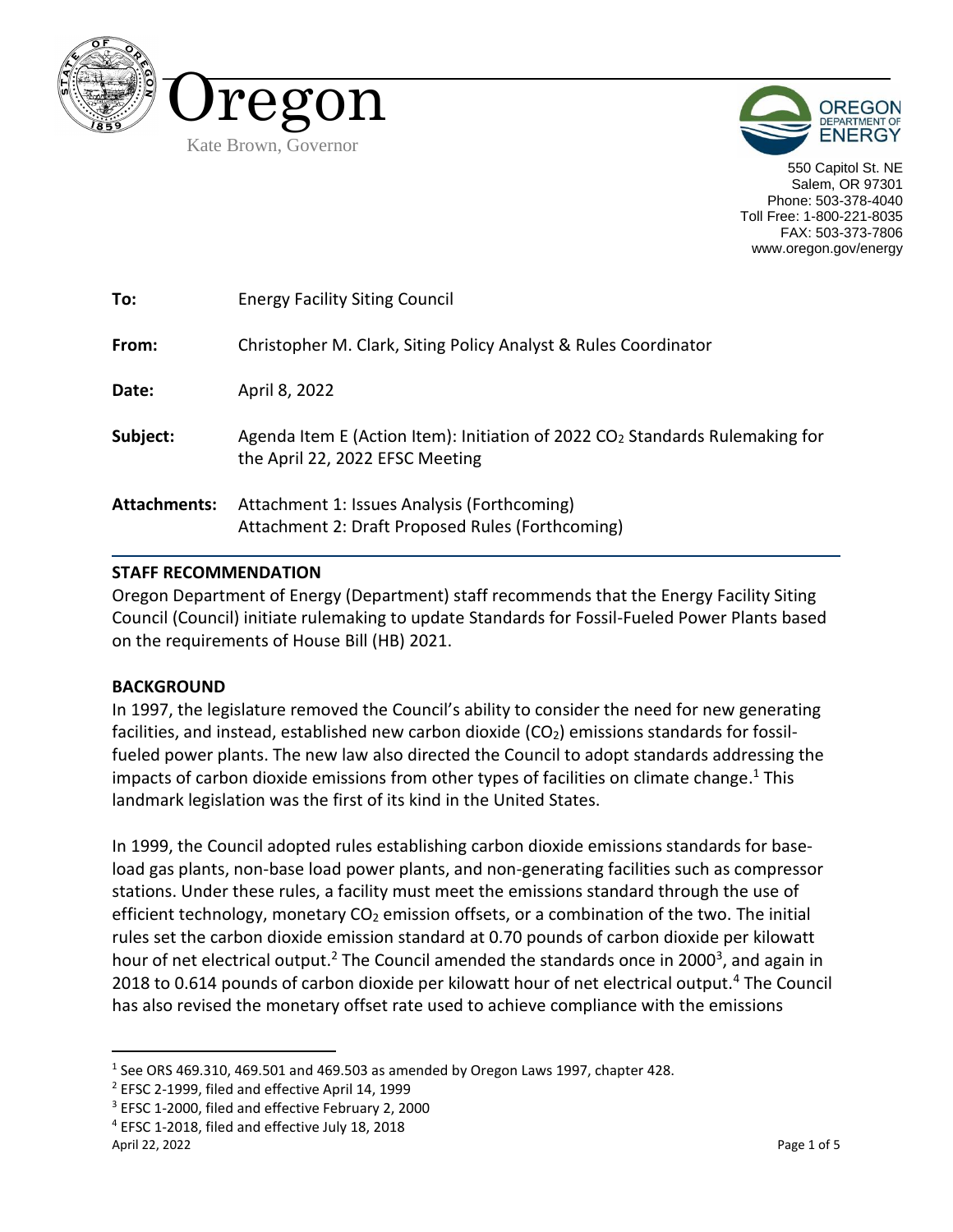Oregon

Kate Brown, Governor

550 Capitol St. NE
Salem, OR 97301
Phone: 503-378-4040
Toll Free: 1-800-221-8035
FAX: 503-373-7806
www.oregon.gov/energy

**To:** Energy Facility Siting Council

**From:** Christopher M. Clark, Siting Policy Analyst & Rules Coordinator

**Date:** April 8, 2022

**Subject:** Agenda Item E (Action Item): Initiation of 2022 $CO_2$ Standards Rulemaking for the April 22, 2022 EFSC Meeting

**Attachments:** Attachment 1: Issues Analysis (Forthcoming)
Attachment 2: Draft Proposed Rules (Forthcoming)

## STAFF RECOMMENDATION

Oregon Department of Energy (Department) staff recommends that the Energy Facility Siting Council (Council) initiate rulemaking to update Standards for Fossil-Fueled Power Plants based on the requirements of House Bill (HB) 2021.

## BACKGROUND

In 1997, the legislature removed the Council's ability to consider the need for new generating facilities, and instead, established new carbon dioxide ($CO_2$) emissions standards for fossil-fueled power plants. The new law also directed the Council to adopt standards addressing the impacts of carbon dioxide emissions from other types of facilities on climate change.[1] This landmark legislation was the first of its kind in the United States.

In 1999, the Council adopted rules establishing carbon dioxide emissions standards for base-load gas plants, non-base load power plants, and non-generating facilities such as compressor stations. Under these rules, a facility must meet the emissions standard through the use of efficient technology, monetary $CO_2$ emission offsets, or a combination of the two. The initial rules set the carbon dioxide emission standard at 0.70 pounds of carbon dioxide per kilowatt hour of net electrical output.[2] The Council amended the standards once in 2000[3], and again in 2018 to 0.614 pounds of carbon dioxide per kilowatt hour of net electrical output.[4] The Council has also revised the monetary offset rate used to achieve compliance with the emissions

[1] See ORS 469.310, 469.501 and 469.503 as amended by Oregon Laws 1997, chapter 428.
[2] EFSC 2-1999, filed and effective April 14, 1999
[3] EFSC 1-2000, filed and effective February 2, 2000
[4] EFSC 1-2018, filed and effective July 18, 2018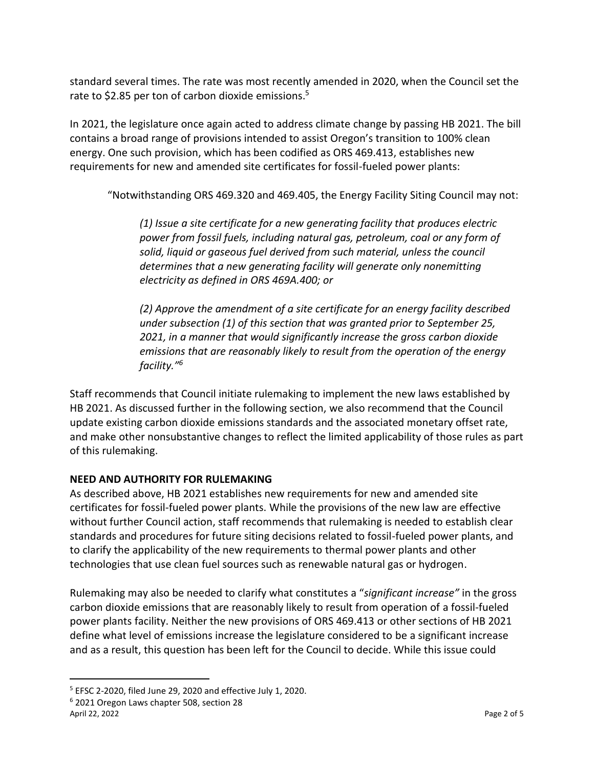standard several times. The rate was most recently amended in 2020, when the Council set the rate to $2.85 per ton of carbon dioxide emissions.[5]

In 2021, the legislature once again acted to address climate change by passing HB 2021. The bill contains a broad range of provisions intended to assist Oregon's transition to 100% clean energy. One such provision, which has been codified as ORS 469.413, establishes new requirements for new and amended site certificates for fossil-fueled power plants:

> "Notwithstanding ORS 469.320 and 469.405, the Energy Facility Siting Council may not:
>
> *(1) Issue a site certificate for a new generating facility that produces electric power from fossil fuels, including natural gas, petroleum, coal or any form of solid, liquid or gaseous fuel derived from such material, unless the council determines that a new generating facility will generate only nonemitting electricity as defined in ORS 469A.400; or*
>
> *(2) Approve the amendment of a site certificate for an energy facility described under subsection (1) of this section that was granted prior to September 25, 2021, in a manner that would significantly increase the gross carbon dioxide emissions that are reasonably likely to result from the operation of the energy facility."*[6]

Staff recommends that Council initiate rulemaking to implement the new laws established by HB 2021. As discussed further in the following section, we also recommend that the Council update existing carbon dioxide emissions standards and the associated monetary offset rate, and make other nonsubstantive changes to reflect the limited applicability of those rules as part of this rulemaking.

## NEED AND AUTHORITY FOR RULEMAKING

As described above, HB 2021 establishes new requirements for new and amended site certificates for fossil-fueled power plants. While the provisions of the new law are effective without further Council action, staff recommends that rulemaking is needed to establish clear standards and procedures for future siting decisions related to fossil-fueled power plants, and to clarify the applicability of the new requirements to thermal power plants and other technologies that use clean fuel sources such as renewable natural gas or hydrogen.

Rulemaking may also be needed to clarify what constitutes a "*significant increase*" in the gross carbon dioxide emissions that are reasonably likely to result from operation of a fossil-fueled power plants facility. Neither the new provisions of ORS 469.413 or other sections of HB 2021 define what level of emissions increase the legislature considered to be a significant increase and as a result, this question has been left for the Council to decide. While this issue could

---

[5] EFSC 2-2020, filed June 29, 2020 and effective July 1, 2020.

[6] 2021 Oregon Laws chapter 508, section 28

April 22, 2022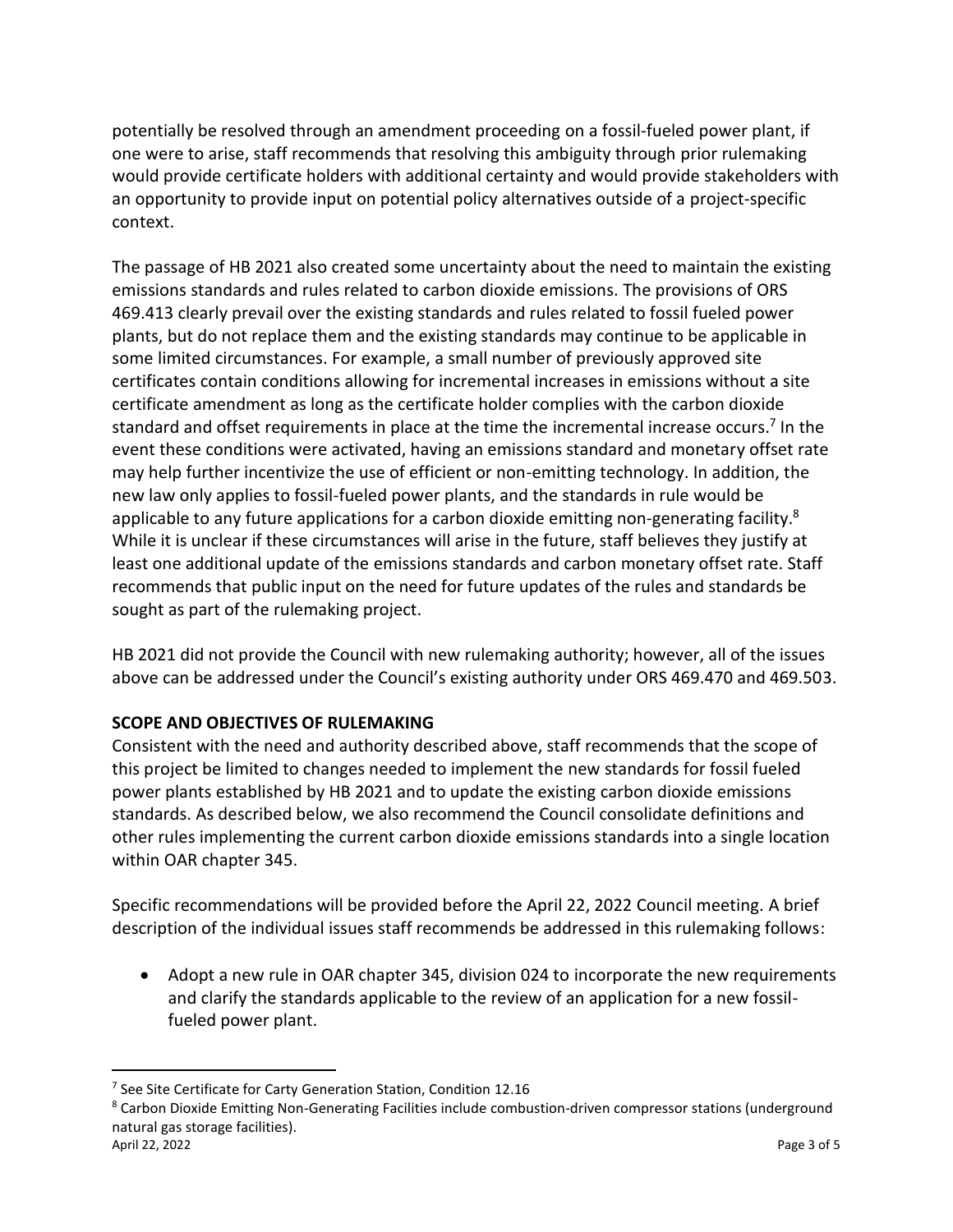potentially be resolved through an amendment proceeding on a fossil-fueled power plant, if one were to arise, staff recommends that resolving this ambiguity through prior rulemaking would provide certificate holders with additional certainty and would provide stakeholders with an opportunity to provide input on potential policy alternatives outside of a project-specific context.

The passage of HB 2021 also created some uncertainty about the need to maintain the existing emissions standards and rules related to carbon dioxide emissions. The provisions of ORS 469.413 clearly prevail over the existing standards and rules related to fossil fueled power plants, but do not replace them and the existing standards may continue to be applicable in some limited circumstances. For example, a small number of previously approved site certificates contain conditions allowing for incremental increases in emissions without a site certificate amendment as long as the certificate holder complies with the carbon dioxide standard and offset requirements in place at the time the incremental increase occurs.[7] In the event these conditions were activated, having an emissions standard and monetary offset rate may help further incentivize the use of efficient or non-emitting technology. In addition, the new law only applies to fossil-fueled power plants, and the standards in rule would be applicable to any future applications for a carbon dioxide emitting non-generating facility.[8] While it is unclear if these circumstances will arise in the future, staff believes they justify at least one additional update of the emissions standards and carbon monetary offset rate. Staff recommends that public input on the need for future updates of the rules and standards be sought as part of the rulemaking project.

HB 2021 did not provide the Council with new rulemaking authority; however, all of the issues above can be addressed under the Council's existing authority under ORS 469.470 and 469.503.

**SCOPE AND OBJECTIVES OF RULEMAKING**

Consistent with the need and authority described above, staff recommends that the scope of this project be limited to changes needed to implement the new standards for fossil fueled power plants established by HB 2021 and to update the existing carbon dioxide emissions standards. As described below, we also recommend the Council consolidate definitions and other rules implementing the current carbon dioxide emissions standards into a single location within OAR chapter 345.

Specific recommendations will be provided before the April 22, 2022 Council meeting. A brief description of the individual issues staff recommends be addressed in this rulemaking follows:

- Adopt a new rule in OAR chapter 345, division 024 to incorporate the new requirements and clarify the standards applicable to the review of an application for a new fossil-fueled power plant.

---

[7] See Site Certificate for Carty Generation Station, Condition 12.16

[8] Carbon Dioxide Emitting Non-Generating Facilities include combustion-driven compressor stations (underground natural gas storage facilities).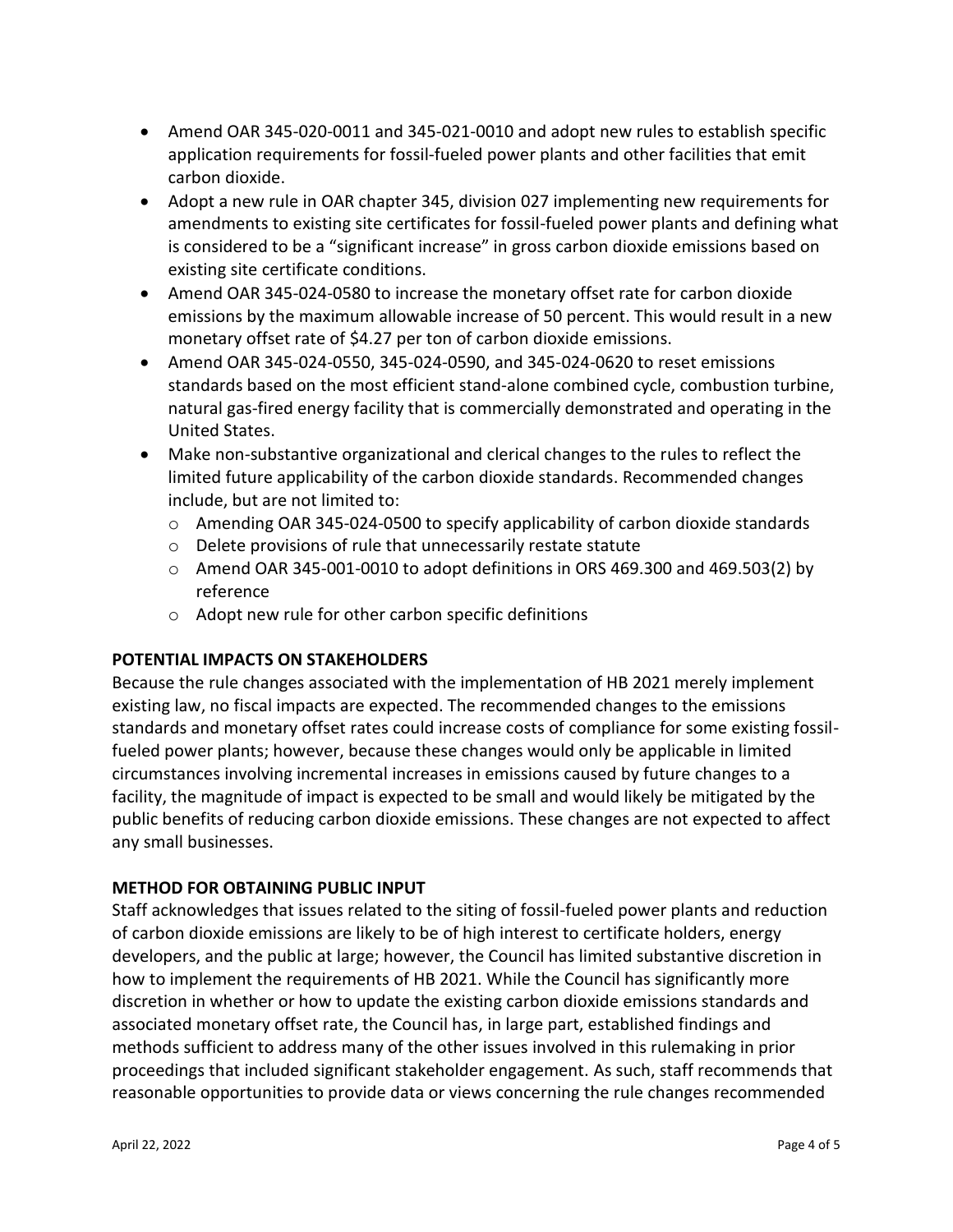- Amend OAR 345-020-0011 and 345-021-0010 and adopt new rules to establish specific application requirements for fossil-fueled power plants and other facilities that emit carbon dioxide.
- Adopt a new rule in OAR chapter 345, division 027 implementing new requirements for amendments to existing site certificates for fossil-fueled power plants and defining what is considered to be a "significant increase" in gross carbon dioxide emissions based on existing site certificate conditions.
- Amend OAR 345-024-0580 to increase the monetary offset rate for carbon dioxide emissions by the maximum allowable increase of 50 percent. This would result in a new monetary offset rate of $4.27 per ton of carbon dioxide emissions.
- Amend OAR 345-024-0550, 345-024-0590, and 345-024-0620 to reset emissions standards based on the most efficient stand-alone combined cycle, combustion turbine, natural gas-fired energy facility that is commercially demonstrated and operating in the United States.
- Make non-substantive organizational and clerical changes to the rules to reflect the limited future applicability of the carbon dioxide standards. Recommended changes include, but are not limited to:
  - Amending OAR 345-024-0500 to specify applicability of carbon dioxide standards
  - Delete provisions of rule that unnecessarily restate statute
  - Amend OAR 345-001-0010 to adopt definitions in ORS 469.300 and 469.503(2) by reference
  - Adopt new rule for other carbon specific definitions

**POTENTIAL IMPACTS ON STAKEHOLDERS**

Because the rule changes associated with the implementation of HB 2021 merely implement existing law, no fiscal impacts are expected. The recommended changes to the emissions standards and monetary offset rates could increase costs of compliance for some existing fossil-fueled power plants; however, because these changes would only be applicable in limited circumstances involving incremental increases in emissions caused by future changes to a facility, the magnitude of impact is expected to be small and would likely be mitigated by the public benefits of reducing carbon dioxide emissions. These changes are not expected to affect any small businesses.

**METHOD FOR OBTAINING PUBLIC INPUT**

Staff acknowledges that issues related to the siting of fossil-fueled power plants and reduction of carbon dioxide emissions are likely to be of high interest to certificate holders, energy developers, and the public at large; however, the Council has limited substantive discretion in how to implement the requirements of HB 2021. While the Council has significantly more discretion in whether or how to update the existing carbon dioxide emissions standards and associated monetary offset rate, the Council has, in large part, established findings and methods sufficient to address many of the other issues involved in this rulemaking in prior proceedings that included significant stakeholder engagement. As such, staff recommends that reasonable opportunities to provide data or views concerning the rule changes recommended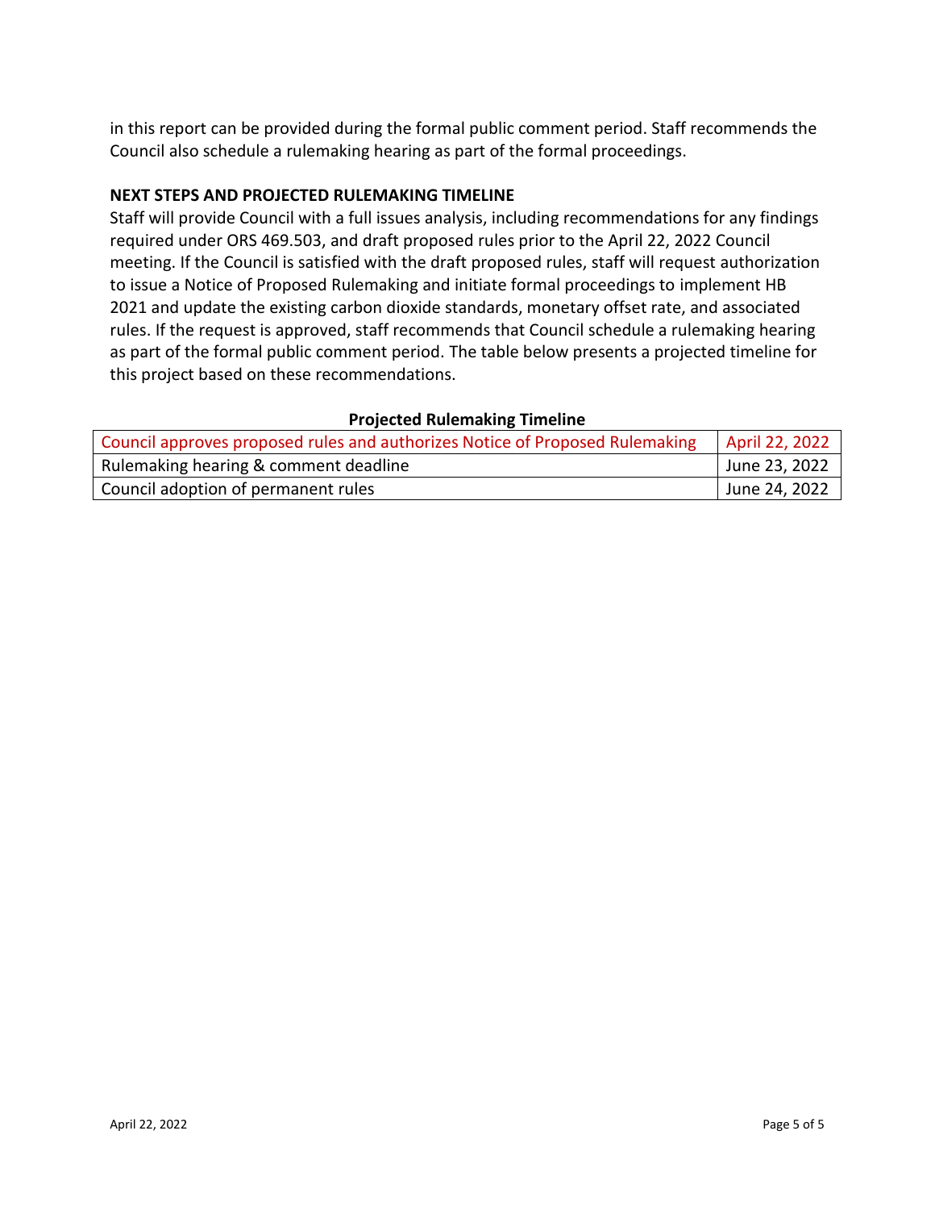in this report can be provided during the formal public comment period. Staff recommends the Council also schedule a rulemaking hearing as part of the formal proceedings.

**NEXT STEPS AND PROJECTED RULEMAKING TIMELINE**

Staff will provide Council with a full issues analysis, including recommendations for any findings required under ORS 469.503, and draft proposed rules prior to the April 22, 2022 Council meeting. If the Council is satisfied with the draft proposed rules, staff will request authorization to issue a Notice of Proposed Rulemaking and initiate formal proceedings to implement HB 2021 and update the existing carbon dioxide standards, monetary offset rate, and associated rules. If the request is approved, staff recommends that Council schedule a rulemaking hearing as part of the formal public comment period. The table below presents a projected timeline for this project based on these recommendations.

**Projected Rulemaking Timeline**

| | |
|---|---|
| Council approves proposed rules and authorizes Notice of Proposed Rulemaking | April 22, 2022 |
| Rulemaking hearing & comment deadline | June 23, 2022 |
| Council adoption of permanent rules | June 24, 2022 |